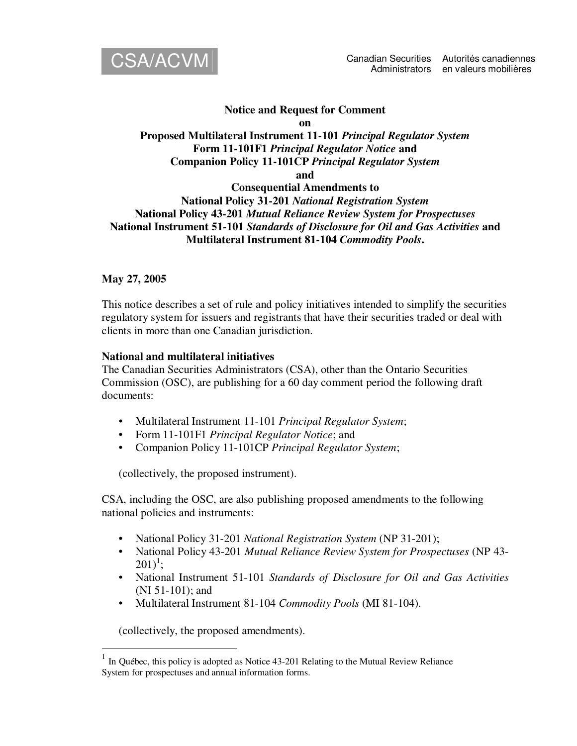CSA/ACVM

Canadian Securities Administrators | Autorités canadiennes en valeurs mobilières

**Notice and Request for Comment**
**on**
**Proposed Multilateral Instrument 11-101 *Principal Regulator System***
**Form 11-101F1 *Principal Regulator Notice* and**
**Companion Policy 11-101CP *Principal Regulator System***
**and**
**Consequential Amendments to**
**National Policy 31-201 *National Registration System***
**National Policy 43-201 *Mutual Reliance Review System for Prospectuses***
**National Instrument 51-101 *Standards of Disclosure for Oil and Gas Activities* and**
**Multilateral Instrument 81-104 *Commodity Pools*.**

**May 27, 2005**

This notice describes a set of rule and policy initiatives intended to simplify the securities regulatory system for issuers and registrants that have their securities traded or deal with clients in more than one Canadian jurisdiction.

**National and multilateral initiatives**

The Canadian Securities Administrators (CSA), other than the Ontario Securities Commission (OSC), are publishing for a 60 day comment period the following draft documents:

- Multilateral Instrument 11-101 *Principal Regulator System*;
- Form 11-101F1 *Principal Regulator Notice*; and
- Companion Policy 11-101CP *Principal Regulator System*;

(collectively, the proposed instrument).

CSA, including the OSC, are also publishing proposed amendments to the following national policies and instruments:

- National Policy 31-201 *National Registration System* (NP 31-201);
- National Policy 43-201 *Mutual Reliance Review System for Prospectuses* (NP 43-201)[1];
- National Instrument 51-101 *Standards of Disclosure for Oil and Gas Activities* (NI 51-101); and
- Multilateral Instrument 81-104 *Commodity Pools* (MI 81-104).

(collectively, the proposed amendments).

[1] In Québec, this policy is adopted as Notice 43-201 Relating to the Mutual Review Reliance System for prospectuses and annual information forms.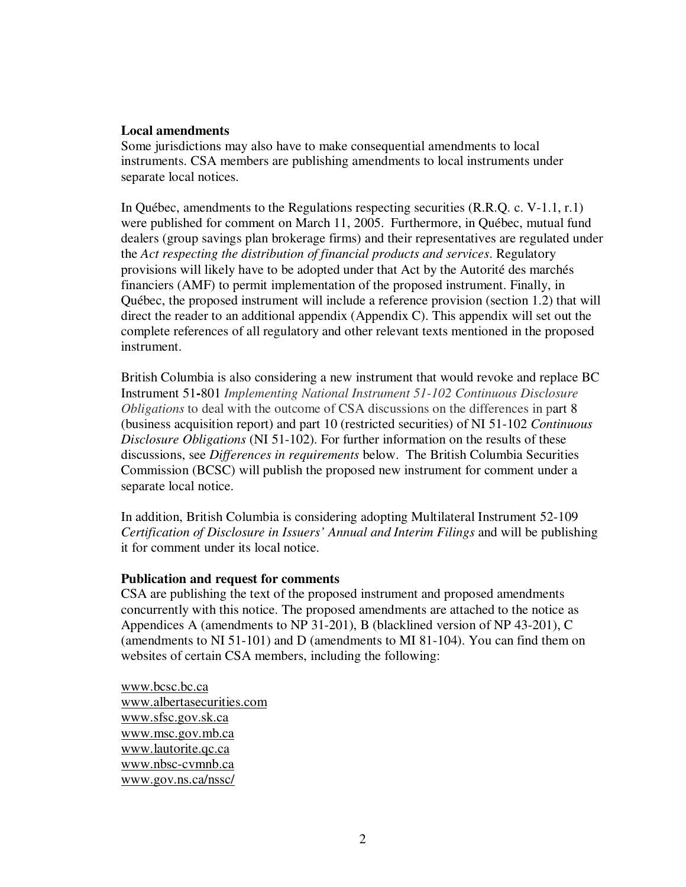**Local amendments**
Some jurisdictions may also have to make consequential amendments to local instruments. CSA members are publishing amendments to local instruments under separate local notices.

In Québec, amendments to the Regulations respecting securities (R.R.Q. c. V-1.1, r.1) were published for comment on March 11, 2005. Furthermore, in Québec, mutual fund dealers (group savings plan brokerage firms) and their representatives are regulated under the *Act respecting the distribution of financial products and services*. Regulatory provisions will likely have to be adopted under that Act by the Autorité des marchés financiers (AMF) to permit implementation of the proposed instrument. Finally, in Québec, the proposed instrument will include a reference provision (section 1.2) that will direct the reader to an additional appendix (Appendix C). This appendix will set out the complete references of all regulatory and other relevant texts mentioned in the proposed instrument.

British Columbia is also considering a new instrument that would revoke and replace BC Instrument 51-801 *Implementing National Instrument 51-102 Continuous Disclosure Obligations* to deal with the outcome of CSA discussions on the differences in part 8 (business acquisition report) and part 10 (restricted securities) of NI 51-102 *Continuous Disclosure Obligations* (NI 51-102). For further information on the results of these discussions, see *Differences in requirements* below. The British Columbia Securities Commission (BCSC) will publish the proposed new instrument for comment under a separate local notice.

In addition, British Columbia is considering adopting Multilateral Instrument 52-109 *Certification of Disclosure in Issuers' Annual and Interim Filings* and will be publishing it for comment under its local notice.

**Publication and request for comments**
CSA are publishing the text of the proposed instrument and proposed amendments concurrently with this notice. The proposed amendments are attached to the notice as Appendices A (amendments to NP 31-201), B (blacklined version of NP 43-201), C (amendments to NI 51-101) and D (amendments to MI 81-104). You can find them on websites of certain CSA members, including the following:

www.bcsc.bc.ca
www.albertasecurities.com
www.sfsc.gov.sk.ca
www.msc.gov.mb.ca
www.lautorite.qc.ca
www.nbsc-cvmnb.ca
www.gov.ns.ca/nssc/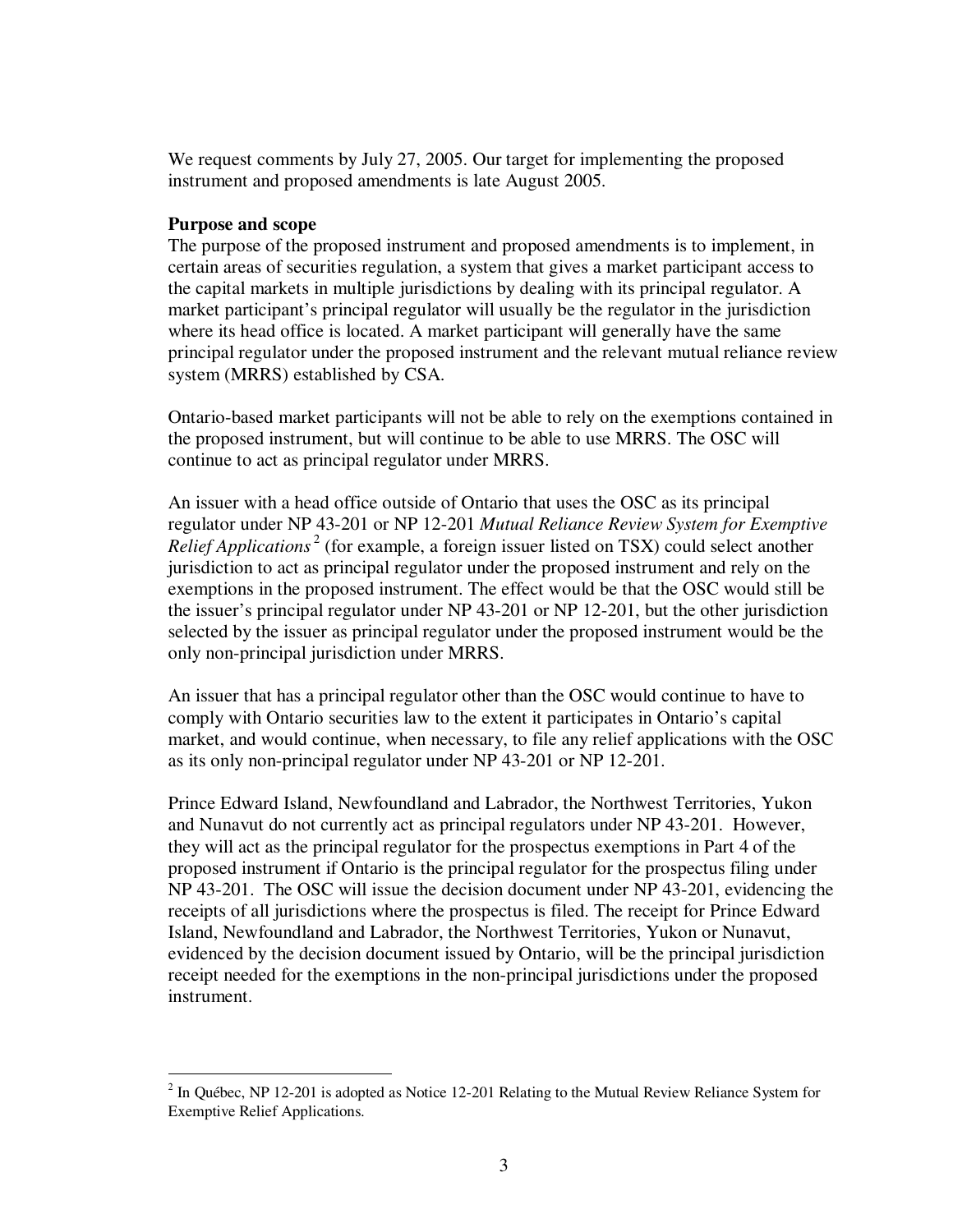We request comments by July 27, 2005. Our target for implementing the proposed instrument and proposed amendments is late August 2005.

**Purpose and scope**

The purpose of the proposed instrument and proposed amendments is to implement, in certain areas of securities regulation, a system that gives a market participant access to the capital markets in multiple jurisdictions by dealing with its principal regulator. A market participant's principal regulator will usually be the regulator in the jurisdiction where its head office is located. A market participant will generally have the same principal regulator under the proposed instrument and the relevant mutual reliance review system (MRRS) established by CSA.

Ontario-based market participants will not be able to rely on the exemptions contained in the proposed instrument, but will continue to be able to use MRRS. The OSC will continue to act as principal regulator under MRRS.

An issuer with a head office outside of Ontario that uses the OSC as its principal regulator under NP 43-201 or NP 12-201 *Mutual Reliance Review System for Exemptive Relief Applications*[2] (for example, a foreign issuer listed on TSX) could select another jurisdiction to act as principal regulator under the proposed instrument and rely on the exemptions in the proposed instrument. The effect would be that the OSC would still be the issuer's principal regulator under NP 43-201 or NP 12-201, but the other jurisdiction selected by the issuer as principal regulator under the proposed instrument would be the only non-principal jurisdiction under MRRS.

An issuer that has a principal regulator other than the OSC would continue to have to comply with Ontario securities law to the extent it participates in Ontario's capital market, and would continue, when necessary, to file any relief applications with the OSC as its only non-principal regulator under NP 43-201 or NP 12-201.

Prince Edward Island, Newfoundland and Labrador, the Northwest Territories, Yukon and Nunavut do not currently act as principal regulators under NP 43-201. However, they will act as the principal regulator for the prospectus exemptions in Part 4 of the proposed instrument if Ontario is the principal regulator for the prospectus filing under NP 43-201. The OSC will issue the decision document under NP 43-201, evidencing the receipts of all jurisdictions where the prospectus is filed. The receipt for Prince Edward Island, Newfoundland and Labrador, the Northwest Territories, Yukon or Nunavut, evidenced by the decision document issued by Ontario, will be the principal jurisdiction receipt needed for the exemptions in the non-principal jurisdictions under the proposed instrument.

---

[2] In Québec, NP 12-201 is adopted as Notice 12-201 Relating to the Mutual Review Reliance System for Exemptive Relief Applications.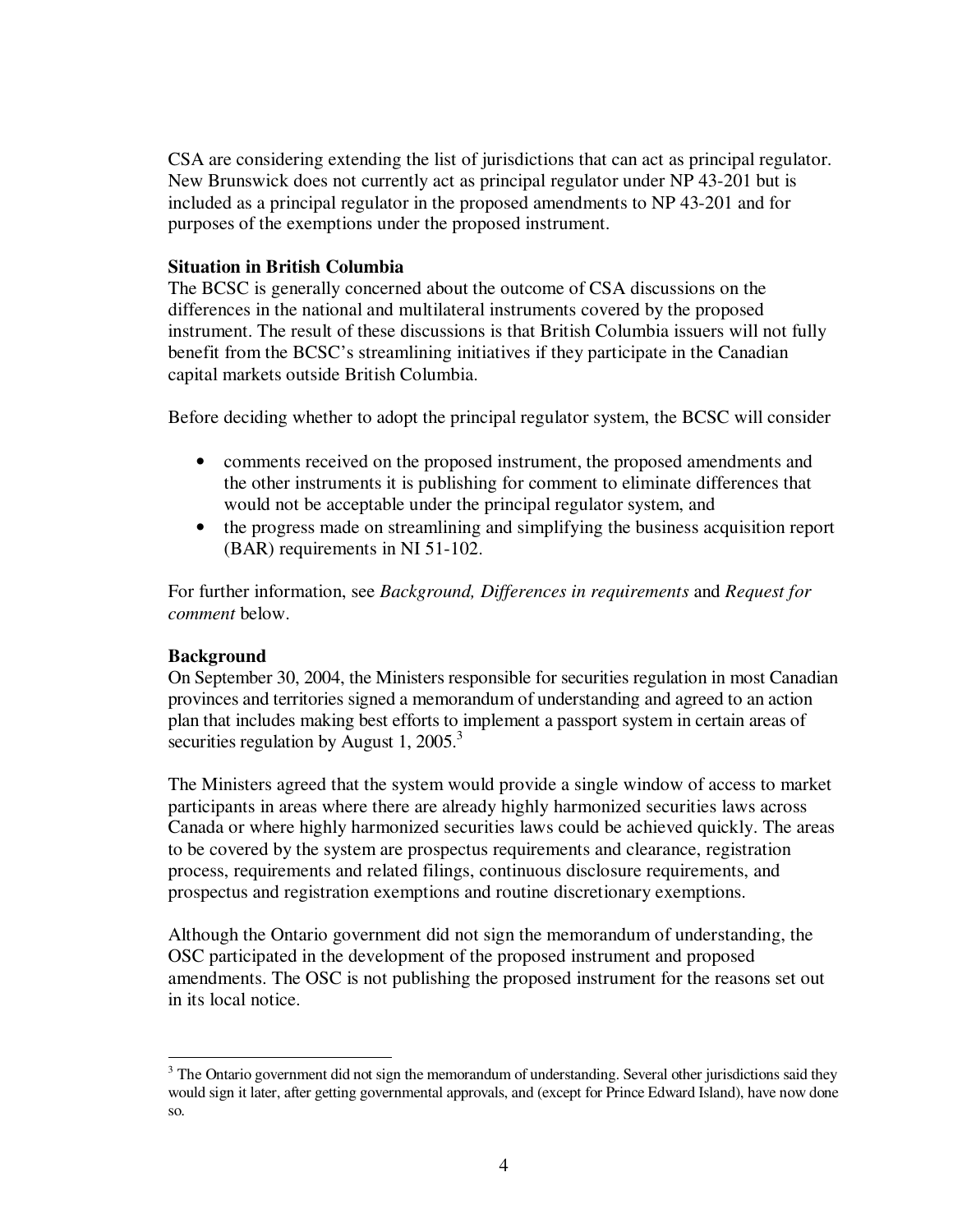CSA are considering extending the list of jurisdictions that can act as principal regulator. New Brunswick does not currently act as principal regulator under NP 43-201 but is included as a principal regulator in the proposed amendments to NP 43-201 and for purposes of the exemptions under the proposed instrument.

**Situation in British Columbia**

The BCSC is generally concerned about the outcome of CSA discussions on the differences in the national and multilateral instruments covered by the proposed instrument. The result of these discussions is that British Columbia issuers will not fully benefit from the BCSC's streamlining initiatives if they participate in the Canadian capital markets outside British Columbia.

Before deciding whether to adopt the principal regulator system, the BCSC will consider

- comments received on the proposed instrument, the proposed amendments and the other instruments it is publishing for comment to eliminate differences that would not be acceptable under the principal regulator system, and
- the progress made on streamlining and simplifying the business acquisition report (BAR) requirements in NI 51-102.

For further information, see *Background, Differences in requirements* and *Request for comment* below.

**Background**

On September 30, 2004, the Ministers responsible for securities regulation in most Canadian provinces and territories signed a memorandum of understanding and agreed to an action plan that includes making best efforts to implement a passport system in certain areas of securities regulation by August 1, 2005.[3]

The Ministers agreed that the system would provide a single window of access to market participants in areas where there are already highly harmonized securities laws across Canada or where highly harmonized securities laws could be achieved quickly. The areas to be covered by the system are prospectus requirements and clearance, registration process, requirements and related filings, continuous disclosure requirements, and prospectus and registration exemptions and routine discretionary exemptions.

Although the Ontario government did not sign the memorandum of understanding, the OSC participated in the development of the proposed instrument and proposed amendments. The OSC is not publishing the proposed instrument for the reasons set out in its local notice.

---

[3] The Ontario government did not sign the memorandum of understanding. Several other jurisdictions said they would sign it later, after getting governmental approvals, and (except for Prince Edward Island), have now done so.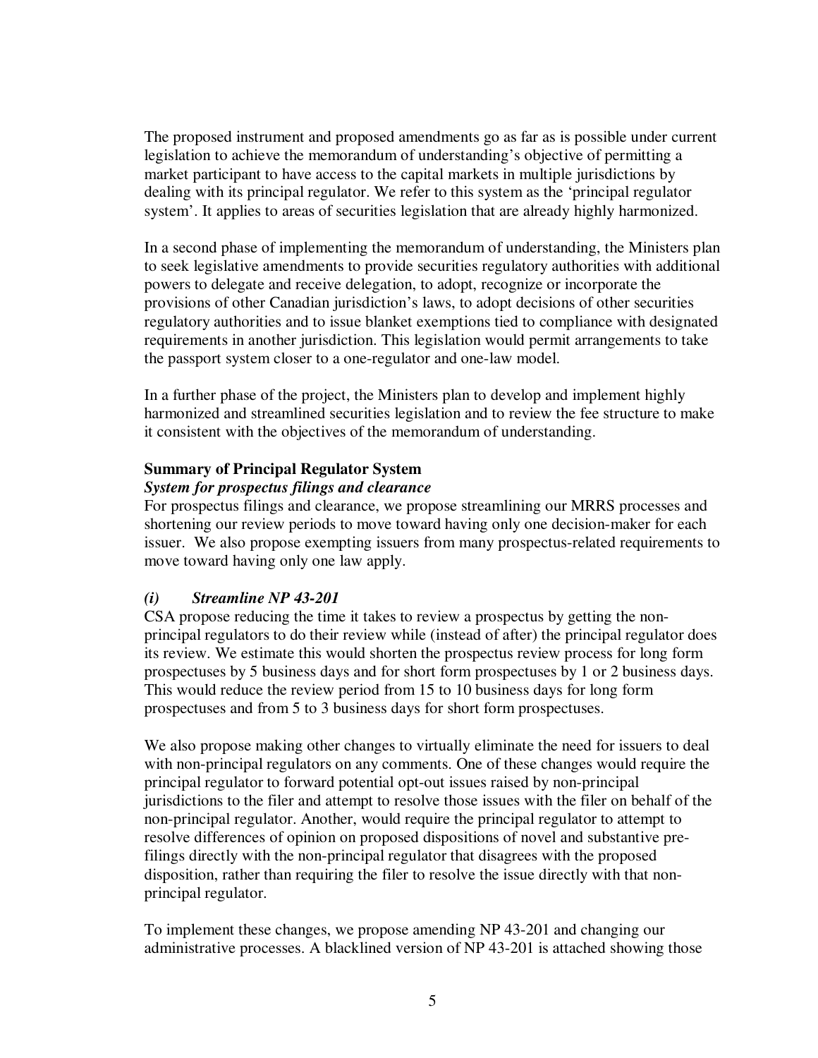The proposed instrument and proposed amendments go as far as is possible under current legislation to achieve the memorandum of understanding's objective of permitting a market participant to have access to the capital markets in multiple jurisdictions by dealing with its principal regulator. We refer to this system as the 'principal regulator system'. It applies to areas of securities legislation that are already highly harmonized.

In a second phase of implementing the memorandum of understanding, the Ministers plan to seek legislative amendments to provide securities regulatory authorities with additional powers to delegate and receive delegation, to adopt, recognize or incorporate the provisions of other Canadian jurisdiction's laws, to adopt decisions of other securities regulatory authorities and to issue blanket exemptions tied to compliance with designated requirements in another jurisdiction. This legislation would permit arrangements to take the passport system closer to a one-regulator and one-law model.

In a further phase of the project, the Ministers plan to develop and implement highly harmonized and streamlined securities legislation and to review the fee structure to make it consistent with the objectives of the memorandum of understanding.

**Summary of Principal Regulator System**

***System for prospectus filings and clearance***

For prospectus filings and clearance, we propose streamlining our MRRS processes and shortening our review periods to move toward having only one decision-maker for each issuer. We also propose exempting issuers from many prospectus-related requirements to move toward having only one law apply.

***(i) Streamline NP 43-201***

CSA propose reducing the time it takes to review a prospectus by getting the non-principal regulators to do their review while (instead of after) the principal regulator does its review. We estimate this would shorten the prospectus review process for long form prospectuses by 5 business days and for short form prospectuses by 1 or 2 business days. This would reduce the review period from 15 to 10 business days for long form prospectuses and from 5 to 3 business days for short form prospectuses.

We also propose making other changes to virtually eliminate the need for issuers to deal with non-principal regulators on any comments. One of these changes would require the principal regulator to forward potential opt-out issues raised by non-principal jurisdictions to the filer and attempt to resolve those issues with the filer on behalf of the non-principal regulator. Another, would require the principal regulator to attempt to resolve differences of opinion on proposed dispositions of novel and substantive pre-filings directly with the non-principal regulator that disagrees with the proposed disposition, rather than requiring the filer to resolve the issue directly with that non-principal regulator.

To implement these changes, we propose amending NP 43-201 and changing our administrative processes. A blacklined version of NP 43-201 is attached showing those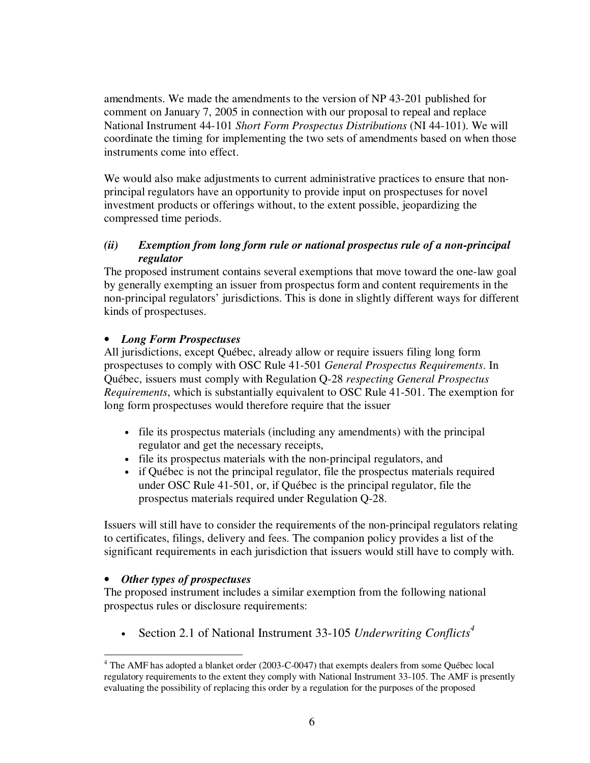amendments. We made the amendments to the version of NP 43-201 published for comment on January 7, 2005 in connection with our proposal to repeal and replace National Instrument 44-101 *Short Form Prospectus Distributions* (NI 44-101). We will coordinate the timing for implementing the two sets of amendments based on when those instruments come into effect.

We would also make adjustments to current administrative practices to ensure that non-principal regulators have an opportunity to provide input on prospectuses for novel investment products or offerings without, to the extent possible, jeopardizing the compressed time periods.

### *(ii) Exemption from long form rule or national prospectus rule of a non-principal regulator*

The proposed instrument contains several exemptions that move toward the one-law goal by generally exempting an issuer from prospectus form and content requirements in the non-principal regulators' jurisdictions. This is done in slightly different ways for different kinds of prospectuses.

- ***Long Form Prospectuses***

All jurisdictions, except Québec, already allow or require issuers filing long form prospectuses to comply with OSC Rule 41-501 *General Prospectus Requirements*. In Québec, issuers must comply with Regulation Q-28 *respecting General Prospectus Requirements*, which is substantially equivalent to OSC Rule 41-501. The exemption for long form prospectuses would therefore require that the issuer

- file its prospectus materials (including any amendments) with the principal regulator and get the necessary receipts,
- file its prospectus materials with the non-principal regulators, and
- if Québec is not the principal regulator, file the prospectus materials required under OSC Rule 41-501, or, if Québec is the principal regulator, file the prospectus materials required under Regulation Q-28.

Issuers will still have to consider the requirements of the non-principal regulators relating to certificates, filings, delivery and fees. The companion policy provides a list of the significant requirements in each jurisdiction that issuers would still have to comply with.

- ***Other types of prospectuses***

The proposed instrument includes a similar exemption from the following national prospectus rules or disclosure requirements:

- Section 2.1 of National Instrument 33-105 *Underwriting Conflicts*[4]

[4] The AMF has adopted a blanket order (2003-C-0047) that exempts dealers from some Québec local regulatory requirements to the extent they comply with National Instrument 33-105. The AMF is presently evaluating the possibility of replacing this order by a regulation for the purposes of the proposed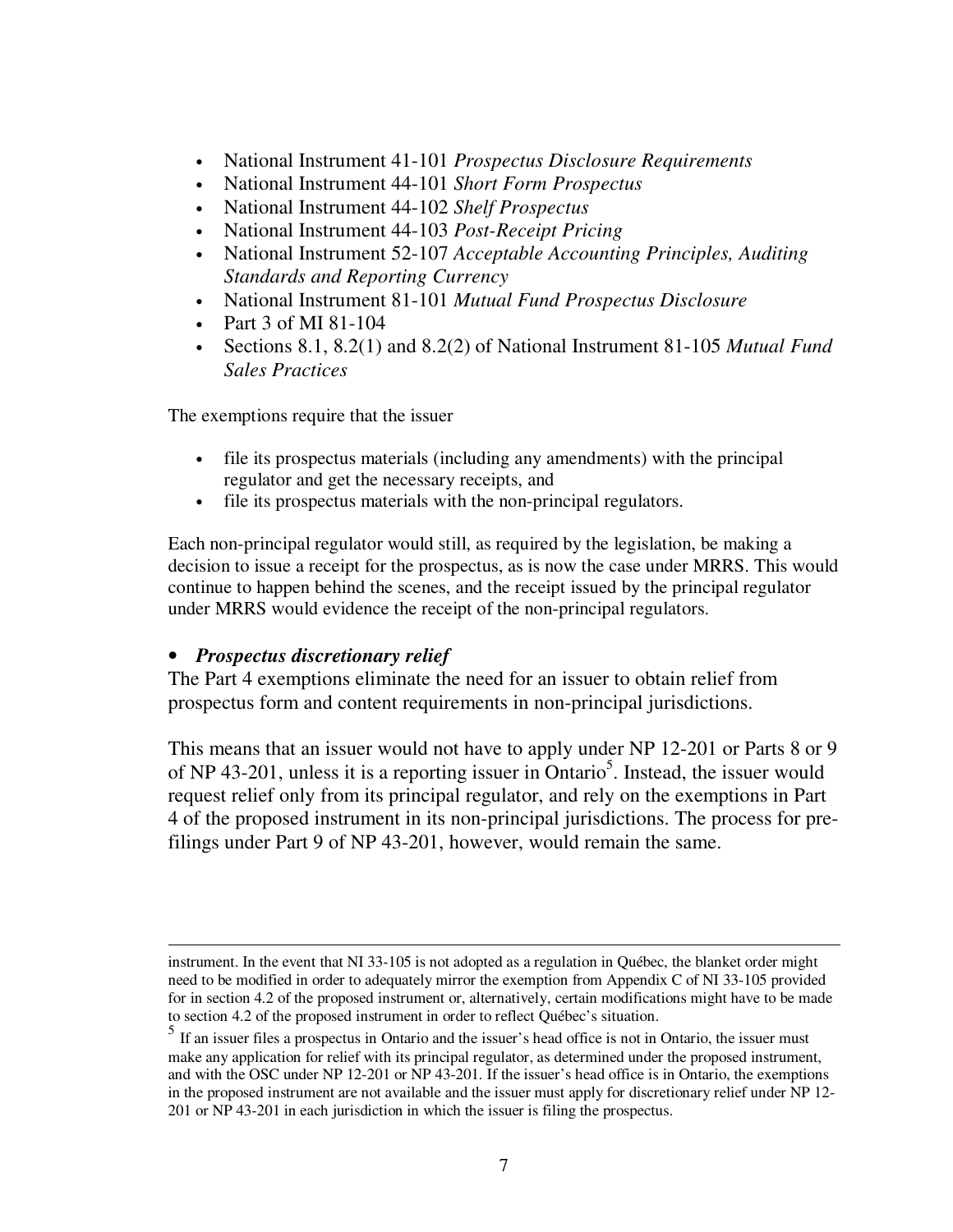- National Instrument 41-101 *Prospectus Disclosure Requirements*
- National Instrument 44-101 *Short Form Prospectus*
- National Instrument 44-102 *Shelf Prospectus*
- National Instrument 44-103 *Post-Receipt Pricing*
- National Instrument 52-107 *Acceptable Accounting Principles, Auditing Standards and Reporting Currency*
- National Instrument 81-101 *Mutual Fund Prospectus Disclosure*
- Part 3 of MI 81-104
- Sections 8.1, 8.2(1) and 8.2(2) of National Instrument 81-105 *Mutual Fund Sales Practices*

The exemptions require that the issuer

- file its prospectus materials (including any amendments) with the principal regulator and get the necessary receipts, and
- file its prospectus materials with the non-principal regulators.

Each non-principal regulator would still, as required by the legislation, be making a decision to issue a receipt for the prospectus, as is now the case under MRRS. This would continue to happen behind the scenes, and the receipt issued by the principal regulator under MRRS would evidence the receipt of the non-principal regulators.

- ***Prospectus discretionary relief***

The Part 4 exemptions eliminate the need for an issuer to obtain relief from prospectus form and content requirements in non-principal jurisdictions.

This means that an issuer would not have to apply under NP 12-201 or Parts 8 or 9 of NP 43-201, unless it is a reporting issuer in Ontario[5]. Instead, the issuer would request relief only from its principal regulator, and rely on the exemptions in Part 4 of the proposed instrument in its non-principal jurisdictions. The process for pre-filings under Part 9 of NP 43-201, however, would remain the same.

---

instrument. In the event that NI 33-105 is not adopted as a regulation in Québec, the blanket order might need to be modified in order to adequately mirror the exemption from Appendix C of NI 33-105 provided for in section 4.2 of the proposed instrument or, alternatively, certain modifications might have to be made to section 4.2 of the proposed instrument in order to reflect Québec's situation.

[5] If an issuer files a prospectus in Ontario and the issuer's head office is not in Ontario, the issuer must make any application for relief with its principal regulator, as determined under the proposed instrument, and with the OSC under NP 12-201 or NP 43-201. If the issuer's head office is in Ontario, the exemptions in the proposed instrument are not available and the issuer must apply for discretionary relief under NP 12-201 or NP 43-201 in each jurisdiction in which the issuer is filing the prospectus.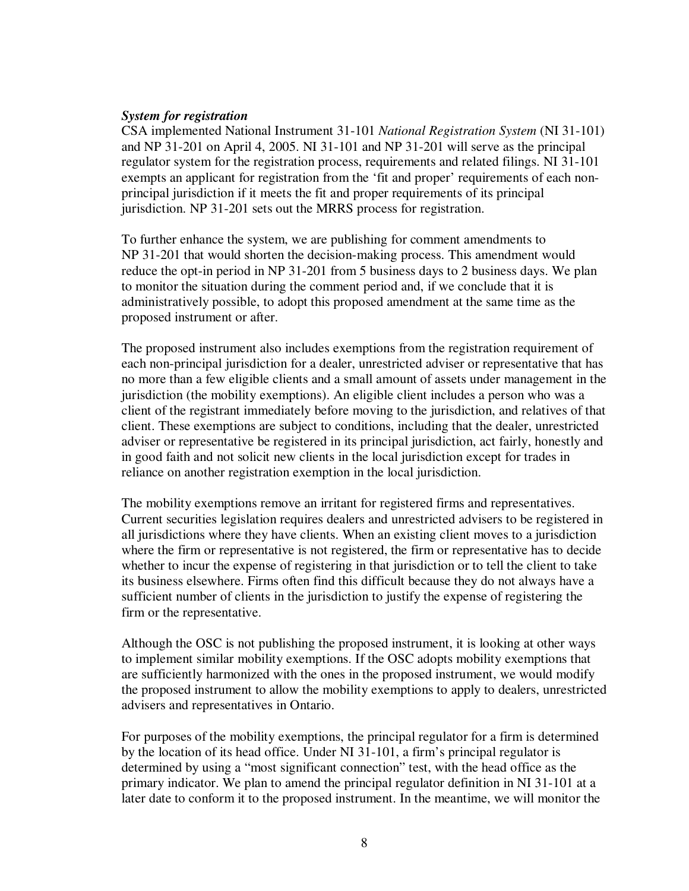***System for registration***

CSA implemented National Instrument 31-101 *National Registration System* (NI 31-101) and NP 31-201 on April 4, 2005. NI 31-101 and NP 31-201 will serve as the principal regulator system for the registration process, requirements and related filings. NI 31-101 exempts an applicant for registration from the 'fit and proper' requirements of each non-principal jurisdiction if it meets the fit and proper requirements of its principal jurisdiction. NP 31-201 sets out the MRRS process for registration.

To further enhance the system, we are publishing for comment amendments to NP 31-201 that would shorten the decision-making process. This amendment would reduce the opt-in period in NP 31-201 from 5 business days to 2 business days. We plan to monitor the situation during the comment period and, if we conclude that it is administratively possible, to adopt this proposed amendment at the same time as the proposed instrument or after.

The proposed instrument also includes exemptions from the registration requirement of each non-principal jurisdiction for a dealer, unrestricted adviser or representative that has no more than a few eligible clients and a small amount of assets under management in the jurisdiction (the mobility exemptions). An eligible client includes a person who was a client of the registrant immediately before moving to the jurisdiction, and relatives of that client. These exemptions are subject to conditions, including that the dealer, unrestricted adviser or representative be registered in its principal jurisdiction, act fairly, honestly and in good faith and not solicit new clients in the local jurisdiction except for trades in reliance on another registration exemption in the local jurisdiction.

The mobility exemptions remove an irritant for registered firms and representatives. Current securities legislation requires dealers and unrestricted advisers to be registered in all jurisdictions where they have clients. When an existing client moves to a jurisdiction where the firm or representative is not registered, the firm or representative has to decide whether to incur the expense of registering in that jurisdiction or to tell the client to take its business elsewhere. Firms often find this difficult because they do not always have a sufficient number of clients in the jurisdiction to justify the expense of registering the firm or the representative.

Although the OSC is not publishing the proposed instrument, it is looking at other ways to implement similar mobility exemptions. If the OSC adopts mobility exemptions that are sufficiently harmonized with the ones in the proposed instrument, we would modify the proposed instrument to allow the mobility exemptions to apply to dealers, unrestricted advisers and representatives in Ontario.

For purposes of the mobility exemptions, the principal regulator for a firm is determined by the location of its head office. Under NI 31-101, a firm's principal regulator is determined by using a "most significant connection" test, with the head office as the primary indicator. We plan to amend the principal regulator definition in NI 31-101 at a later date to conform it to the proposed instrument. In the meantime, we will monitor the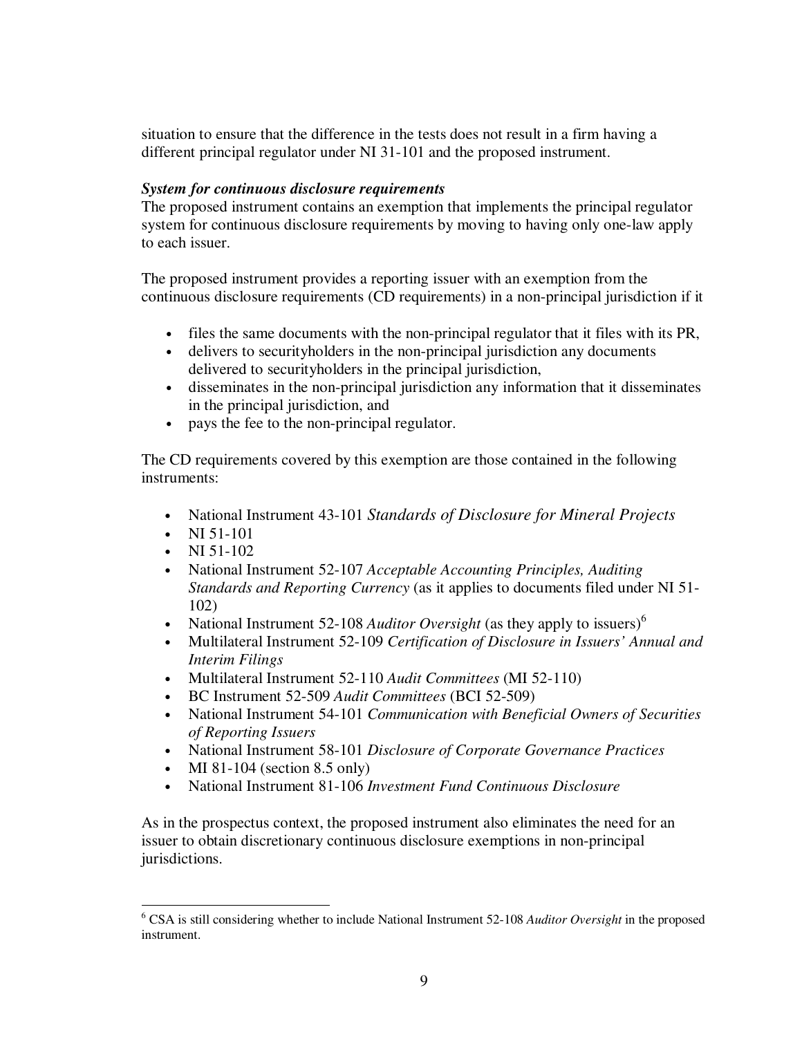situation to ensure that the difference in the tests does not result in a firm having a different principal regulator under NI 31-101 and the proposed instrument.

***System for continuous disclosure requirements***

The proposed instrument contains an exemption that implements the principal regulator system for continuous disclosure requirements by moving to having only one-law apply to each issuer.

The proposed instrument provides a reporting issuer with an exemption from the continuous disclosure requirements (CD requirements) in a non-principal jurisdiction if it

- files the same documents with the non-principal regulator that it files with its PR,
- delivers to securityholders in the non-principal jurisdiction any documents delivered to securityholders in the principal jurisdiction,
- disseminates in the non-principal jurisdiction any information that it disseminates in the principal jurisdiction, and
- pays the fee to the non-principal regulator.

The CD requirements covered by this exemption are those contained in the following instruments:

- National Instrument 43-101 *Standards of Disclosure for Mineral Projects*
- NI 51-101
- NI 51-102
- National Instrument 52-107 *Acceptable Accounting Principles, Auditing Standards and Reporting Currency* (as it applies to documents filed under NI 51-102)
- National Instrument 52-108 *Auditor Oversight* (as they apply to issuers)[6]
- Multilateral Instrument 52-109 *Certification of Disclosure in Issuers' Annual and Interim Filings*
- Multilateral Instrument 52-110 *Audit Committees* (MI 52-110)
- BC Instrument 52-509 *Audit Committees* (BCI 52-509)
- National Instrument 54-101 *Communication with Beneficial Owners of Securities of Reporting Issuers*
- National Instrument 58-101 *Disclosure of Corporate Governance Practices*
- MI 81-104 (section 8.5 only)
- National Instrument 81-106 *Investment Fund Continuous Disclosure*

As in the prospectus context, the proposed instrument also eliminates the need for an issuer to obtain discretionary continuous disclosure exemptions in non-principal jurisdictions.

---

[6] CSA is still considering whether to include National Instrument 52-108 *Auditor Oversight* in the proposed instrument.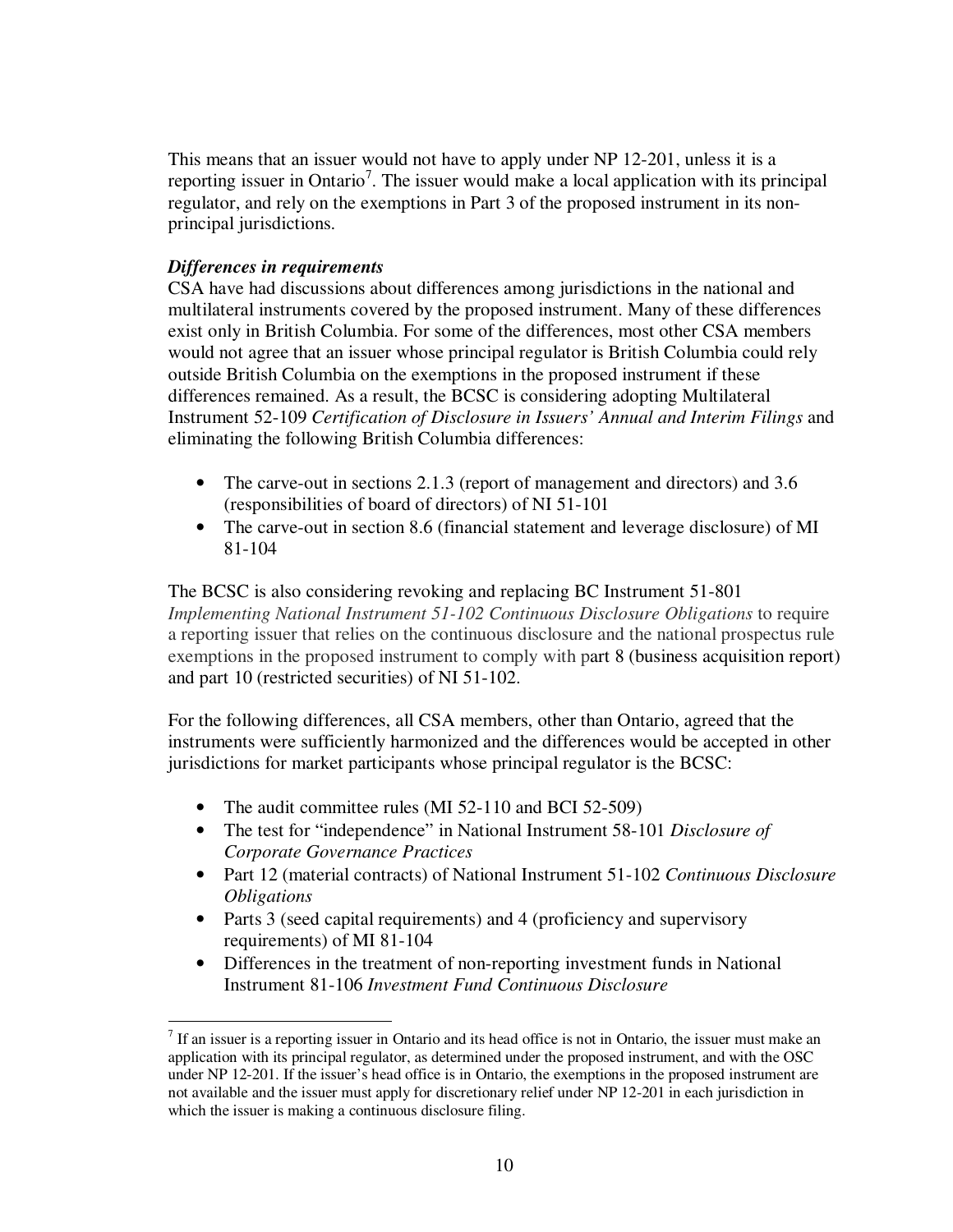This means that an issuer would not have to apply under NP 12-201, unless it is a reporting issuer in Ontario[7]. The issuer would make a local application with its principal regulator, and rely on the exemptions in Part 3 of the proposed instrument in its non-principal jurisdictions.

***Differences in requirements***

CSA have had discussions about differences among jurisdictions in the national and multilateral instruments covered by the proposed instrument. Many of these differences exist only in British Columbia. For some of the differences, most other CSA members would not agree that an issuer whose principal regulator is British Columbia could rely outside British Columbia on the exemptions in the proposed instrument if these differences remained. As a result, the BCSC is considering adopting Multilateral Instrument 52-109 *Certification of Disclosure in Issuers' Annual and Interim Filings* and eliminating the following British Columbia differences:

- The carve-out in sections 2.1.3 (report of management and directors) and 3.6 (responsibilities of board of directors) of NI 51-101
- The carve-out in section 8.6 (financial statement and leverage disclosure) of MI 81-104

The BCSC is also considering revoking and replacing BC Instrument 51-801 *Implementing National Instrument 51-102 Continuous Disclosure Obligations* to require a reporting issuer that relies on the continuous disclosure and the national prospectus rule exemptions in the proposed instrument to comply with part 8 (business acquisition report) and part 10 (restricted securities) of NI 51-102.

For the following differences, all CSA members, other than Ontario, agreed that the instruments were sufficiently harmonized and the differences would be accepted in other jurisdictions for market participants whose principal regulator is the BCSC:

- The audit committee rules (MI 52-110 and BCI 52-509)
- The test for "independence" in National Instrument 58-101 *Disclosure of Corporate Governance Practices*
- Part 12 (material contracts) of National Instrument 51-102 *Continuous Disclosure Obligations*
- Parts 3 (seed capital requirements) and 4 (proficiency and supervisory requirements) of MI 81-104
- Differences in the treatment of non-reporting investment funds in National Instrument 81-106 *Investment Fund Continuous Disclosure*

---

[7] If an issuer is a reporting issuer in Ontario and its head office is not in Ontario, the issuer must make an application with its principal regulator, as determined under the proposed instrument, and with the OSC under NP 12-201. If the issuer's head office is in Ontario, the exemptions in the proposed instrument are not available and the issuer must apply for discretionary relief under NP 12-201 in each jurisdiction in which the issuer is making a continuous disclosure filing.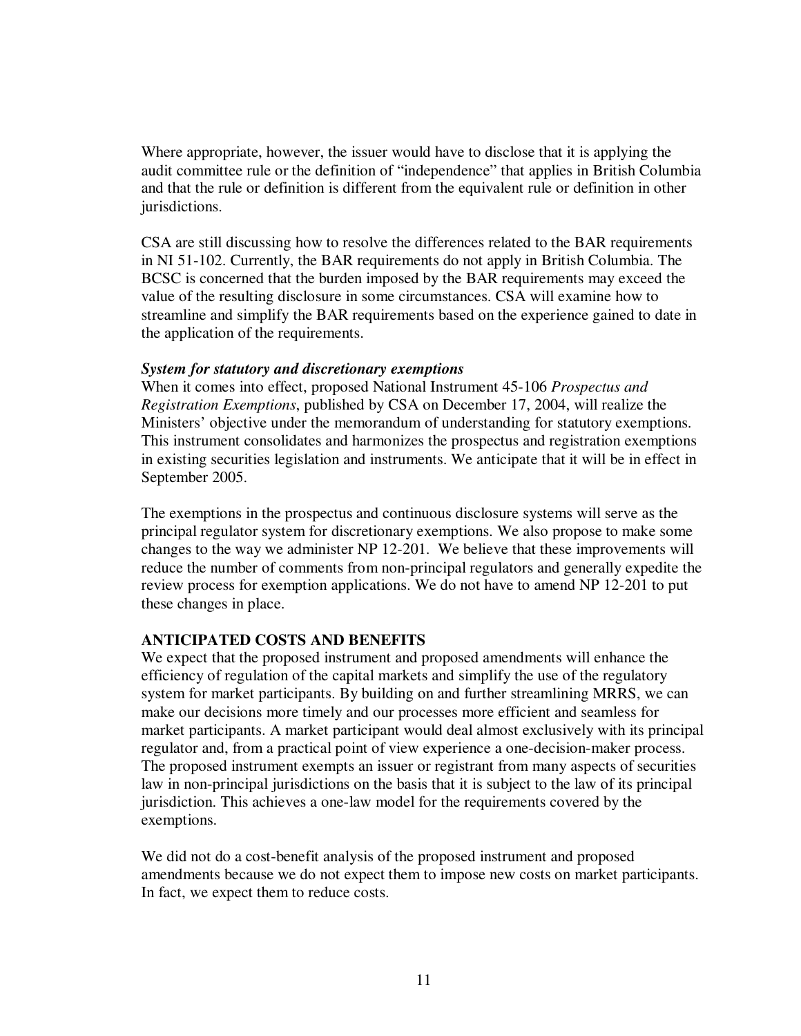Where appropriate, however, the issuer would have to disclose that it is applying the audit committee rule or the definition of "independence" that applies in British Columbia and that the rule or definition is different from the equivalent rule or definition in other jurisdictions.

CSA are still discussing how to resolve the differences related to the BAR requirements in NI 51-102. Currently, the BAR requirements do not apply in British Columbia. The BCSC is concerned that the burden imposed by the BAR requirements may exceed the value of the resulting disclosure in some circumstances. CSA will examine how to streamline and simplify the BAR requirements based on the experience gained to date in the application of the requirements.

***System for statutory and discretionary exemptions***

When it comes into effect, proposed National Instrument 45-106 *Prospectus and Registration Exemptions*, published by CSA on December 17, 2004, will realize the Ministers' objective under the memorandum of understanding for statutory exemptions. This instrument consolidates and harmonizes the prospectus and registration exemptions in existing securities legislation and instruments. We anticipate that it will be in effect in September 2005.

The exemptions in the prospectus and continuous disclosure systems will serve as the principal regulator system for discretionary exemptions. We also propose to make some changes to the way we administer NP 12-201. We believe that these improvements will reduce the number of comments from non-principal regulators and generally expedite the review process for exemption applications. We do not have to amend NP 12-201 to put these changes in place.

## ANTICIPATED COSTS AND BENEFITS

We expect that the proposed instrument and proposed amendments will enhance the efficiency of regulation of the capital markets and simplify the use of the regulatory system for market participants. By building on and further streamlining MRRS, we can make our decisions more timely and our processes more efficient and seamless for market participants. A market participant would deal almost exclusively with its principal regulator and, from a practical point of view experience a one-decision-maker process. The proposed instrument exempts an issuer or registrant from many aspects of securities law in non-principal jurisdictions on the basis that it is subject to the law of its principal jurisdiction. This achieves a one-law model for the requirements covered by the exemptions.

We did not do a cost-benefit analysis of the proposed instrument and proposed amendments because we do not expect them to impose new costs on market participants. In fact, we expect them to reduce costs.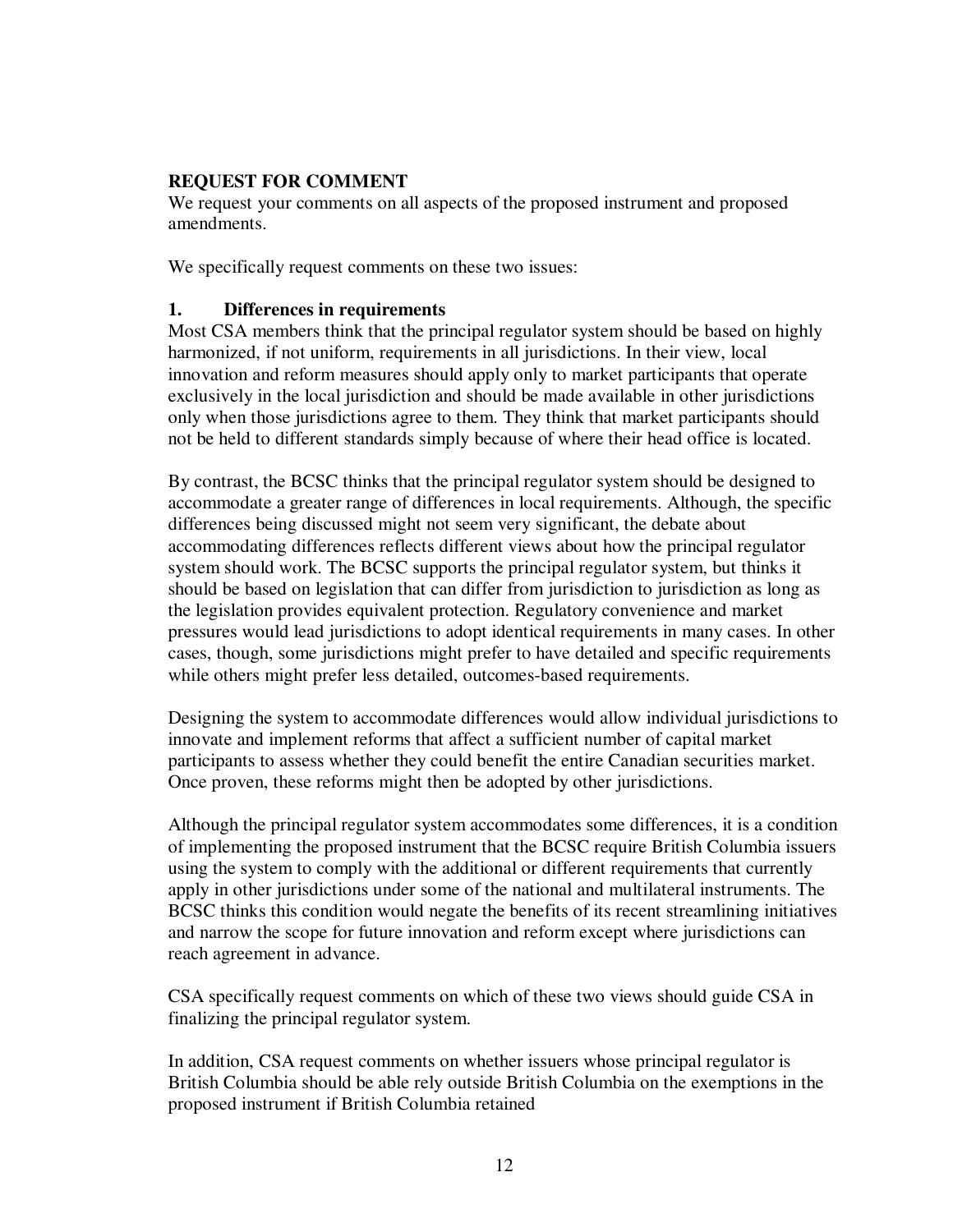**REQUEST FOR COMMENT**

We request your comments on all aspects of the proposed instrument and proposed amendments.

We specifically request comments on these two issues:

**1. Differences in requirements**

Most CSA members think that the principal regulator system should be based on highly harmonized, if not uniform, requirements in all jurisdictions. In their view, local innovation and reform measures should apply only to market participants that operate exclusively in the local jurisdiction and should be made available in other jurisdictions only when those jurisdictions agree to them. They think that market participants should not be held to different standards simply because of where their head office is located.

By contrast, the BCSC thinks that the principal regulator system should be designed to accommodate a greater range of differences in local requirements. Although, the specific differences being discussed might not seem very significant, the debate about accommodating differences reflects different views about how the principal regulator system should work. The BCSC supports the principal regulator system, but thinks it should be based on legislation that can differ from jurisdiction to jurisdiction as long as the legislation provides equivalent protection. Regulatory convenience and market pressures would lead jurisdictions to adopt identical requirements in many cases. In other cases, though, some jurisdictions might prefer to have detailed and specific requirements while others might prefer less detailed, outcomes-based requirements.

Designing the system to accommodate differences would allow individual jurisdictions to innovate and implement reforms that affect a sufficient number of capital market participants to assess whether they could benefit the entire Canadian securities market. Once proven, these reforms might then be adopted by other jurisdictions.

Although the principal regulator system accommodates some differences, it is a condition of implementing the proposed instrument that the BCSC require British Columbia issuers using the system to comply with the additional or different requirements that currently apply in other jurisdictions under some of the national and multilateral instruments. The BCSC thinks this condition would negate the benefits of its recent streamlining initiatives and narrow the scope for future innovation and reform except where jurisdictions can reach agreement in advance.

CSA specifically request comments on which of these two views should guide CSA in finalizing the principal regulator system.

In addition, CSA request comments on whether issuers whose principal regulator is British Columbia should be able rely outside British Columbia on the exemptions in the proposed instrument if British Columbia retained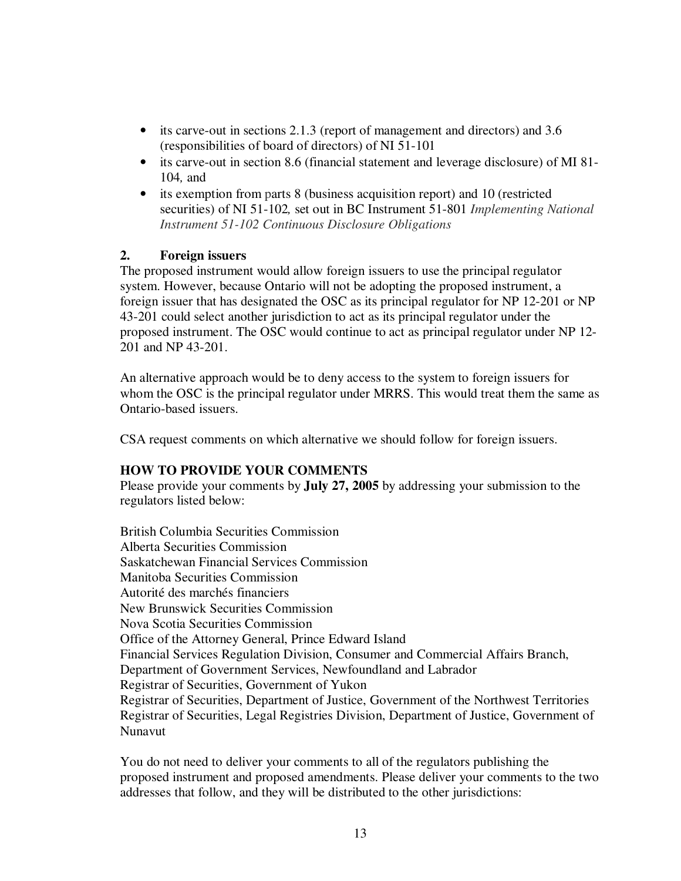- its carve-out in sections 2.1.3 (report of management and directors) and 3.6 (responsibilities of board of directors) of NI 51-101
- its carve-out in section 8.6 (financial statement and leverage disclosure) of MI 81-104*,* and
- its exemption from parts 8 (business acquisition report) and 10 (restricted securities) of NI 51-102*,* set out in BC Instrument 51-801 *Implementing National Instrument 51-102 Continuous Disclosure Obligations*

**2. Foreign issuers**

The proposed instrument would allow foreign issuers to use the principal regulator system. However, because Ontario will not be adopting the proposed instrument, a foreign issuer that has designated the OSC as its principal regulator for NP 12-201 or NP 43-201 could select another jurisdiction to act as its principal regulator under the proposed instrument. The OSC would continue to act as principal regulator under NP 12-201 and NP 43-201.

An alternative approach would be to deny access to the system to foreign issuers for whom the OSC is the principal regulator under MRRS. This would treat them the same as Ontario-based issuers.

CSA request comments on which alternative we should follow for foreign issuers.

**HOW TO PROVIDE YOUR COMMENTS**

Please provide your comments by **July 27, 2005** by addressing your submission to the regulators listed below:

British Columbia Securities Commission
Alberta Securities Commission
Saskatchewan Financial Services Commission
Manitoba Securities Commission
Autorité des marchés financiers
New Brunswick Securities Commission
Nova Scotia Securities Commission
Office of the Attorney General, Prince Edward Island
Financial Services Regulation Division, Consumer and Commercial Affairs Branch, Department of Government Services, Newfoundland and Labrador
Registrar of Securities, Government of Yukon
Registrar of Securities, Department of Justice, Government of the Northwest Territories
Registrar of Securities, Legal Registries Division, Department of Justice, Government of Nunavut

You do not need to deliver your comments to all of the regulators publishing the proposed instrument and proposed amendments. Please deliver your comments to the two addresses that follow, and they will be distributed to the other jurisdictions: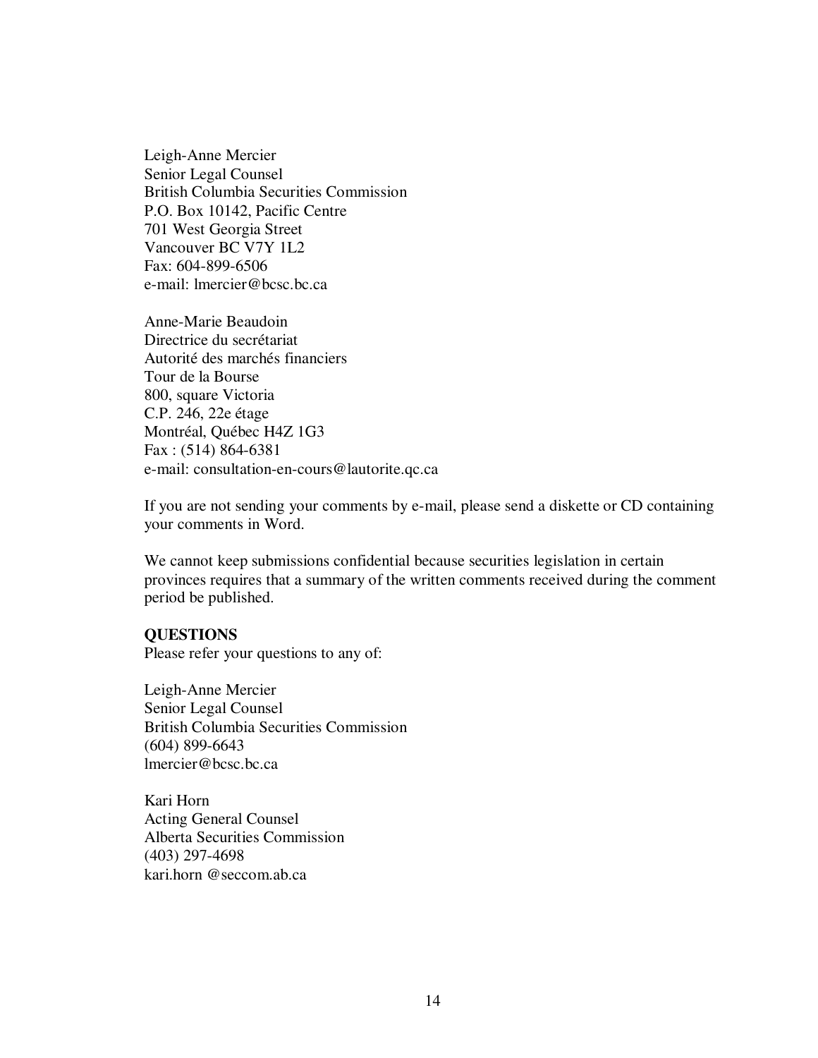Leigh-Anne Mercier  
Senior Legal Counsel  
British Columbia Securities Commission  
P.O. Box 10142, Pacific Centre  
701 West Georgia Street  
Vancouver BC V7Y 1L2  
Fax: 604-899-6506  
e-mail: lmercier@bcsc.bc.ca

Anne-Marie Beaudoin  
Directrice du secrétariat  
Autorité des marchés financiers  
Tour de la Bourse  
800, square Victoria  
C.P. 246, 22e étage  
Montréal, Québec H4Z 1G3  
Fax : (514) 864-6381  
e-mail: consultation-en-cours@lautorite.qc.ca

If you are not sending your comments by e-mail, please send a diskette or CD containing your comments in Word.

We cannot keep submissions confidential because securities legislation in certain provinces requires that a summary of the written comments received during the comment period be published.

**QUESTIONS**  
Please refer your questions to any of:

Leigh-Anne Mercier  
Senior Legal Counsel  
British Columbia Securities Commission  
(604) 899-6643  
lmercier@bcsc.bc.ca

Kari Horn  
Acting General Counsel  
Alberta Securities Commission  
(403) 297-4698  
kari.horn @seccom.ab.ca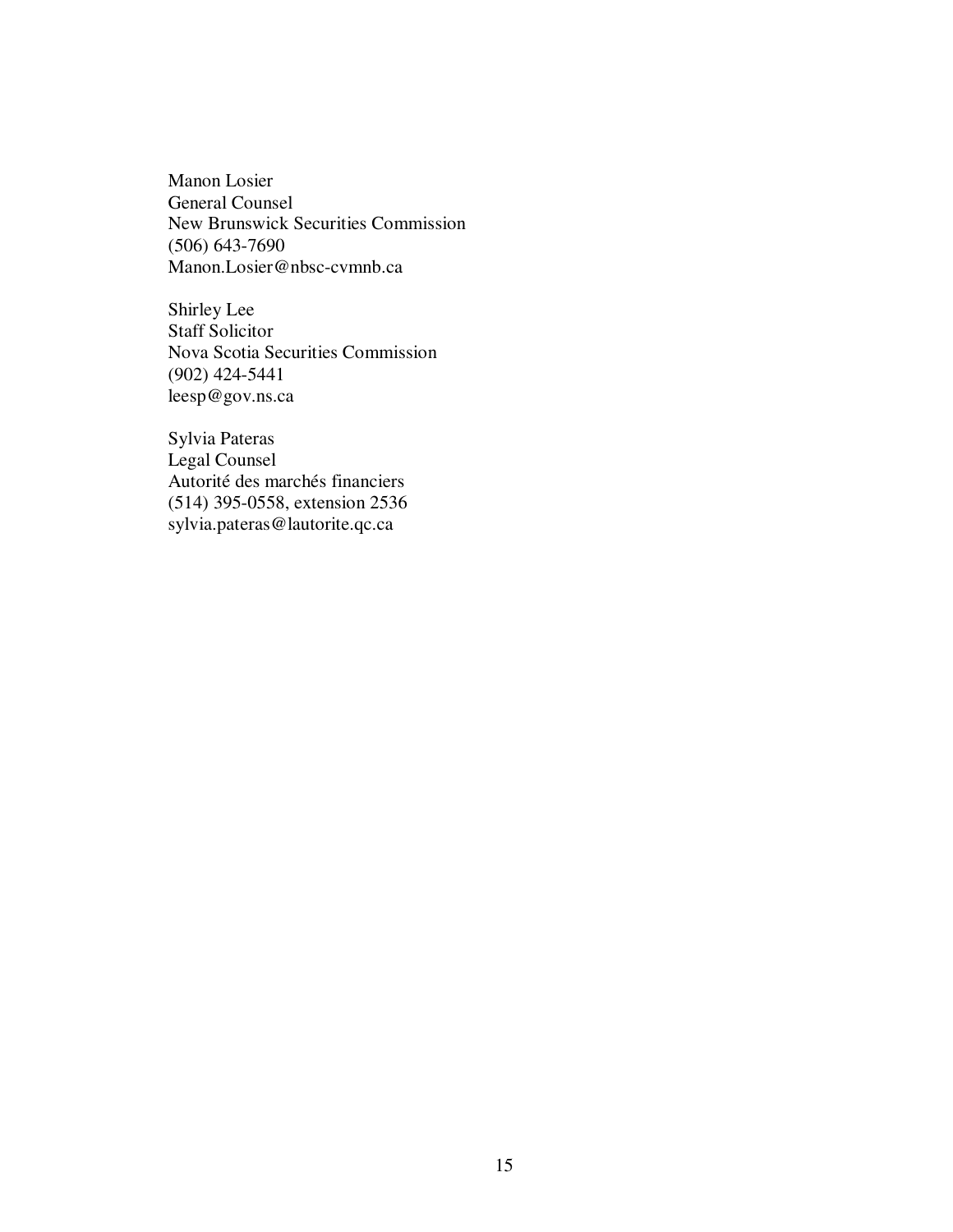Manon Losier  
General Counsel  
New Brunswick Securities Commission  
(506) 643-7690  
Manon.Losier@nbsc-cvmnb.ca

Shirley Lee  
Staff Solicitor  
Nova Scotia Securities Commission  
(902) 424-5441  
leesp@gov.ns.ca

Sylvia Pateras  
Legal Counsel  
Autorité des marchés financiers  
(514) 395-0558, extension 2536  
sylvia.pateras@lautorite.qc.ca